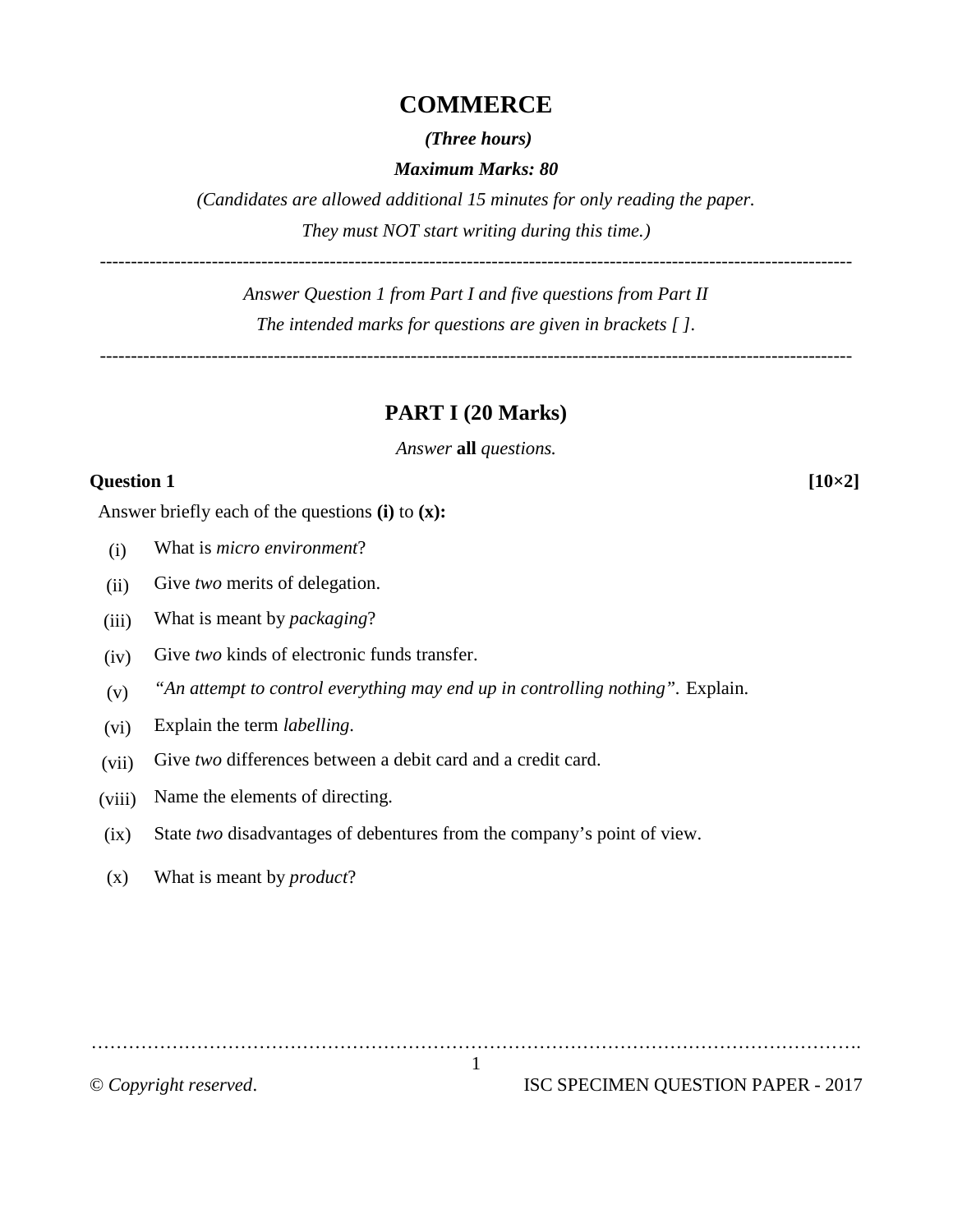# COMMERCE

***(Three hours)***

***Maximum Marks: 80***

*(Candidates are allowed additional 15 minutes for only reading the paper.*

*They must NOT start writing during this time.)*

---

*Answer Question 1 from Part I and five questions from Part II*

*The intended marks for questions are given in brackets [ ].*

---

## PART I (20 Marks)

*Answer* **all** *questions.*

**Question 1** **[10×2]**

Answer briefly each of the questions **(i)** to **(x):**

(i) What is *micro environment*?

(ii) Give *two* merits of delegation.

(iii) What is meant by *packaging*?

(iv) Give *two* kinds of electronic funds transfer.

(v) *"An attempt to control everything may end up in controlling nothing".* Explain.

(vi) Explain the term *labelling*.

(vii) Give *two* differences between a debit card and a credit card.

(viii) Name the elements of directing.

(ix) State *two* disadvantages of debentures from the company's point of view.

(x) What is meant by *product*?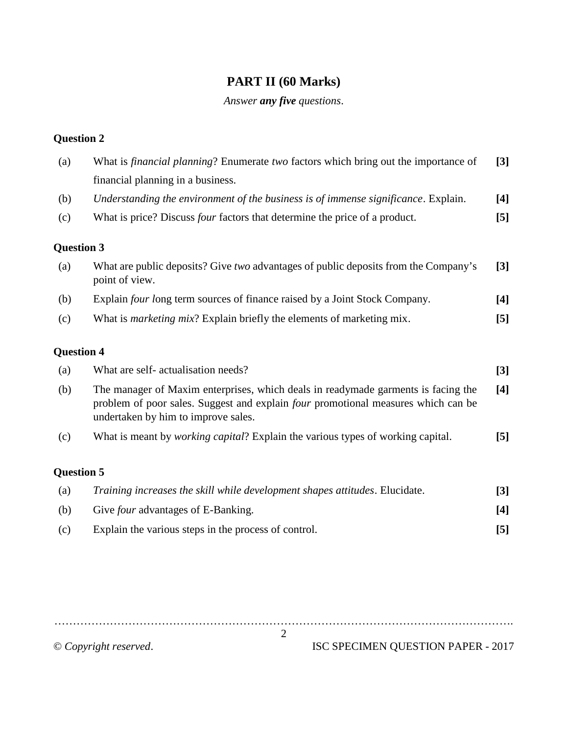## PART II (60 Marks)

*Answer **any five** questions.*

### Question 2

(a) What is *financial planning*? Enumerate *two* factors which bring out the importance of financial planning in a business. **[3]**

(b) *Understanding the environment of the business is of immense significance*. Explain. **[4]**

(c) What is price? Discuss *four* factors that determine the price of a product. **[5]**

### Question 3

(a) What are public deposits? Give *two* advantages of public deposits from the Company's point of view. **[3]**

(b) Explain *four l*ong term sources of finance raised by a Joint Stock Company. **[4]**

(c) What is *marketing mix*? Explain briefly the elements of marketing mix. **[5]**

### Question 4

(a) What are self- actualisation needs? **[3]**

(b) The manager of Maxim enterprises, which deals in readymade garments is facing the problem of poor sales. Suggest and explain *four* promotional measures which can be undertaken by him to improve sales. **[4]**

(c) What is meant by *working capital*? Explain the various types of working capital. **[5]**

### Question 5

(a) *Training increases the skill while development shapes attitudes*. Elucidate. **[3]**

(b) Give *four* advantages of E-Banking. **[4]**

(c) Explain the various steps in the process of control. **[5]**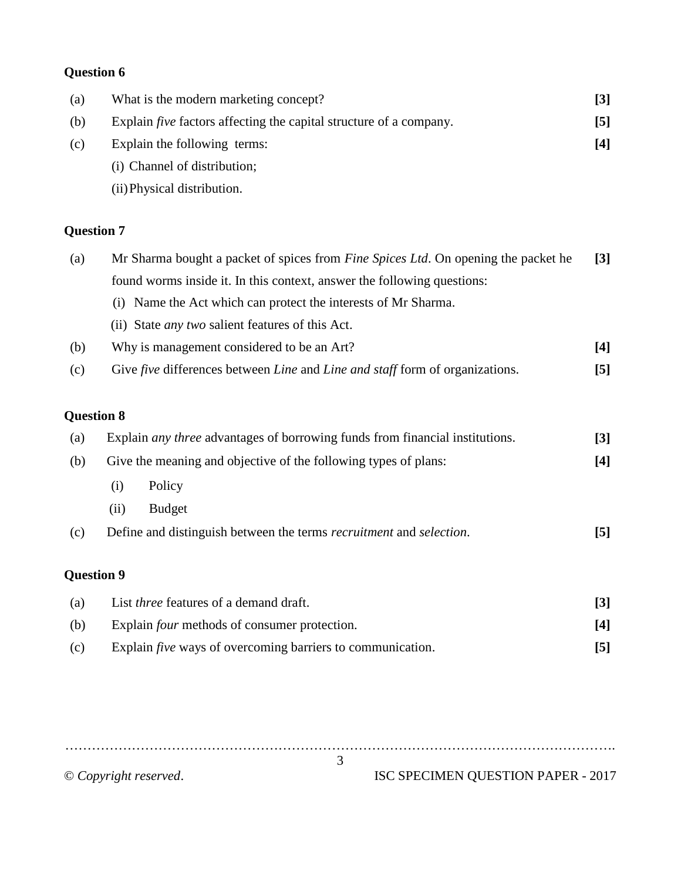**Question 6**

(a) What is the modern marketing concept? **[3]**

(b) Explain *five* factors affecting the capital structure of a company. **[5]**

(c) Explain the following terms: **[4]**

(i) Channel of distribution;

(ii) Physical distribution.

**Question 7**

(a) Mr Sharma bought a packet of spices from *Fine Spices Ltd*. On opening the packet he found worms inside it. In this context, answer the following questions: **[3]**

(i) Name the Act which can protect the interests of Mr Sharma.

(ii) State *any two* salient features of this Act.

(b) Why is management considered to be an Art? **[4]**

(c) Give *five* differences between *Line* and *Line and staff* form of organizations. **[5]**

**Question 8**

(a) Explain *any three* advantages of borrowing funds from financial institutions. **[3]**

(b) Give the meaning and objective of the following types of plans: **[4]**

(i) Policy

(ii) Budget

(c) Define and distinguish between the terms *recruitment* and *selection*. **[5]**

**Question 9**

(a) List *three* features of a demand draft. **[3]**

(b) Explain *four* methods of consumer protection. **[4]**

(c) Explain *five* ways of overcoming barriers to communication. **[5]**

© *Copyright reserved*.